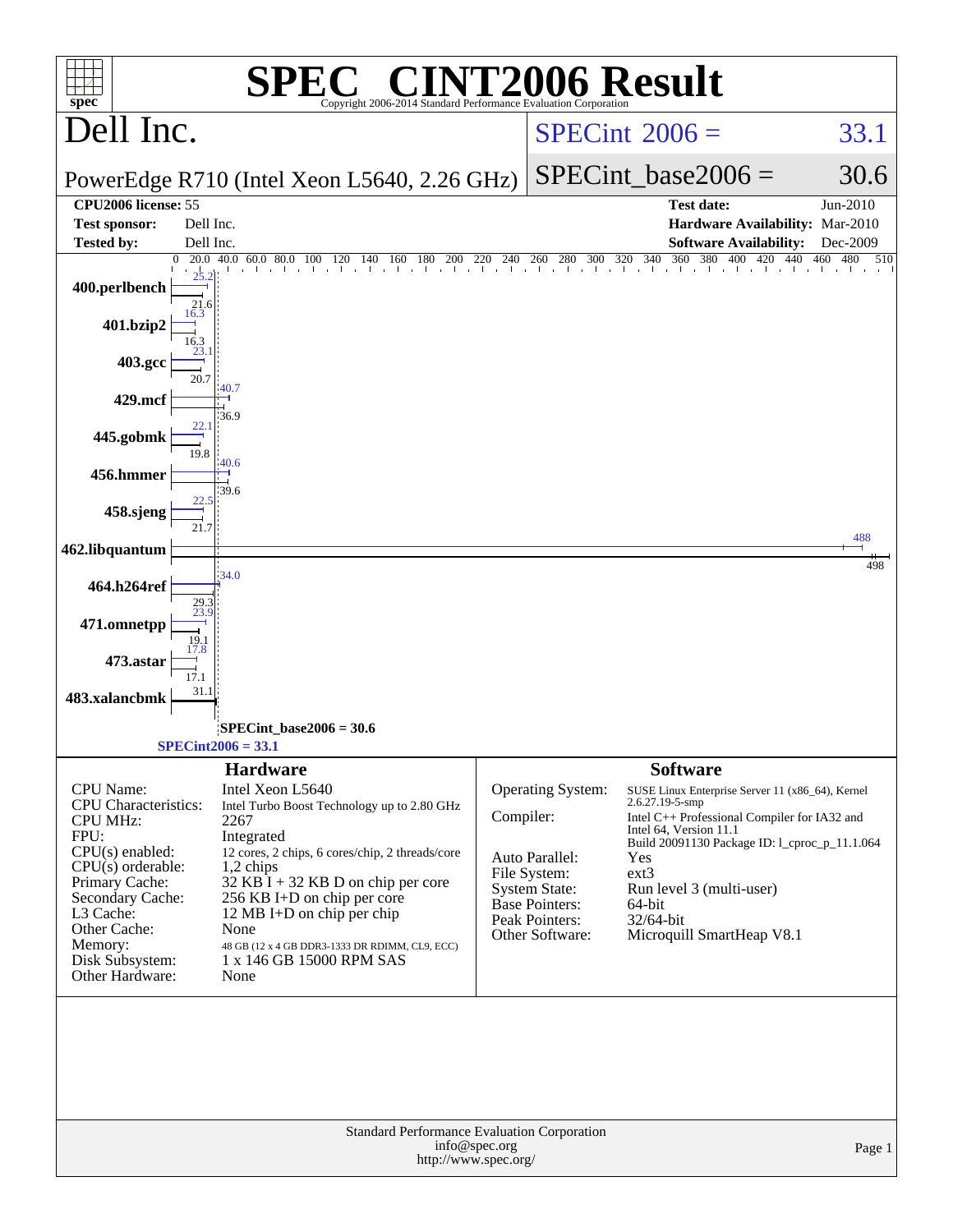# SPEC® CINT2006 Result

Copyright 2006-2014 Standard Performance Evaluation Corporation

## Dell Inc.

PowerEdge R710 (Intel Xeon L5640, 2.26 GHz)

SPECint 2006 = 33.1

SPECint_base2006 = 30.6

| | | | |
|---|---|---|---|
| **CPU2006 license:** 55 | | **Test date:** | Jun-2010 |
| **Test sponsor:** | Dell Inc. | **Hardware Availability:** | Mar-2010 |
| **Tested by:** | Dell Inc. | **Software Availability:** | Dec-2009 |

| Benchmark | Peak | Base |
|---|---|---|
| 400.perlbench | 25.2 | 21.6 |
| 401.bzip2 | 16.3 | 16.3 |
| 403.gcc | 23.1 | 20.7 |
| 429.mcf | 40.7 | 36.9 |
| 445.gobmk | 22.1 | 19.8 |
| 456.hmmer | 40.6 | 39.6 |
| 458.sjeng | 22.5 | 21.7 |
| 462.libquantum | 488 | 498 |
| 464.h264ref | 34.0 | 29.3 |
| 471.omnetpp | 23.9 | 19.1 |
| 473.astar | 17.8 | 17.1 |
| 483.xalancbmk | | 31.1 |

SPECint_base2006 = 30.6

SPECint2006 = 33.1

### Hardware

| | |
|---|---|
| CPU Name: | Intel Xeon L5640 |
| CPU Characteristics: | Intel Turbo Boost Technology up to 2.80 GHz |
| CPU MHz: | 2267 |
| FPU: | Integrated |
| CPU(s) enabled: | 12 cores, 2 chips, 6 cores/chip, 2 threads/core |
| CPU(s) orderable: | 1,2 chips |
| Primary Cache: | 32 KB I + 32 KB D on chip per core |
| Secondary Cache: | 256 KB I+D on chip per core |
| L3 Cache: | 12 MB I+D on chip per chip |
| Other Cache: | None |
| Memory: | 48 GB (12 x 4 GB DDR3-1333 DR RDIMM, CL9, ECC) |
| Disk Subsystem: | 1 x 146 GB 15000 RPM SAS |
| Other Hardware: | None |

### Software

| | |
|---|---|
| Operating System: | SUSE Linux Enterprise Server 11 (x86_64), Kernel 2.6.27.19-5-smp |
| Compiler: | Intel C++ Professional Compiler for IA32 and Intel 64, Version 11.1 Build 20091130 Package ID: l_cproc_p_11.1.064 |
| Auto Parallel: | Yes |
| File System: | ext3 |
| System State: | Run level 3 (multi-user) |
| Base Pointers: | 64-bit |
| Peak Pointers: | 32/64-bit |
| Other Software: | Microquill SmartHeap V8.1 |

Standard Performance Evaluation Corporation
info@spec.org
http://www.spec.org/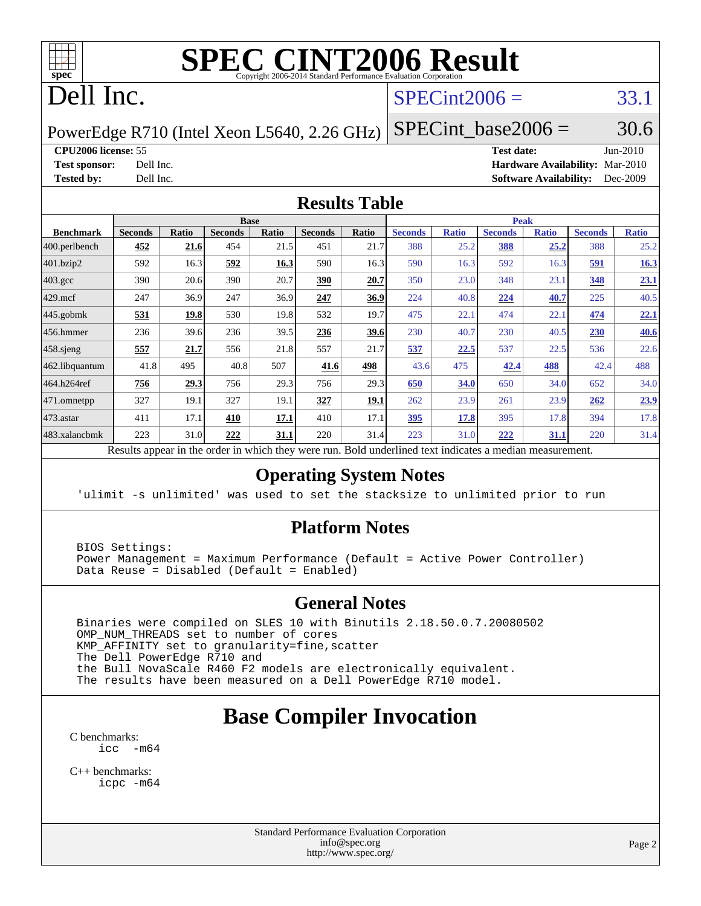# SPEC CINT2006 Result

Copyright 2006-2014 Standard Performance Evaluation Corporation

## Dell Inc.

PowerEdge R710 (Intel Xeon L5640, 2.26 GHz)

SPECint2006 = 33.1

SPECint_base2006 = 30.6

| | | | |
|---|---|---|---|
| **CPU2006 license:** 55 | | **Test date:** | Jun-2010 |
| **Test sponsor:** | Dell Inc. | **Hardware Availability:** | Mar-2010 |
| **Tested by:** | Dell Inc. | **Software Availability:** | Dec-2009 |

## Results Table

| Benchmark | Base | | | | | | Peak | | | | | |
|---|---|---|---|---|---|---|---|---|---|---|---|---|
| | Seconds | Ratio | Seconds | Ratio | Seconds | Ratio | Seconds | Ratio | Seconds | Ratio | Seconds | Ratio |
| 400.perlbench | **452** | **21.6** | 454 | 21.5 | 451 | 21.7 | 388 | 25.2 | **388** | **25.2** | 388 | 25.2 |
| 401.bzip2 | 592 | 16.3 | **592** | **16.3** | 590 | 16.3 | 590 | 16.3 | 592 | 16.3 | **591** | **16.3** |
| 403.gcc | 390 | 20.6 | 390 | 20.7 | **390** | **20.7** | 350 | 23.0 | 348 | 23.1 | **348** | **23.1** |
| 429.mcf | 247 | 36.9 | 247 | 36.9 | **247** | **36.9** | 224 | 40.8 | **224** | **40.7** | 225 | 40.5 |
| 445.gobmk | **531** | **19.8** | 530 | 19.8 | 532 | 19.7 | 475 | 22.1 | 474 | 22.1 | **474** | **22.1** |
| 456.hmmer | 236 | 39.6 | 236 | 39.5 | **236** | **39.6** | 230 | 40.7 | 230 | 40.5 | **230** | **40.6** |
| 458.sjeng | **557** | **21.7** | 556 | 21.8 | 557 | 21.7 | **537** | **22.5** | 537 | 22.5 | 536 | 22.6 |
| 462.libquantum | 41.8 | 495 | 40.8 | 507 | **41.6** | **498** | 43.6 | 475 | **42.4** | **488** | 42.4 | 488 |
| 464.h264ref | **756** | **29.3** | 756 | 29.3 | 756 | 29.3 | **650** | **34.0** | 650 | 34.0 | 652 | 34.0 |
| 471.omnetpp | 327 | 19.1 | 327 | 19.1 | **327** | **19.1** | 262 | 23.9 | 261 | 23.9 | **262** | **23.9** |
| 473.astar | 411 | 17.1 | **410** | **17.1** | 410 | 17.1 | **395** | **17.8** | 395 | 17.8 | 394 | 17.8 |
| 483.xalancbmk | 223 | 31.0 | **222** | **31.1** | 220 | 31.4 | 223 | 31.0 | **222** | **31.1** | 220 | 31.4 |

Results appear in the order in which they were run. Bold underlined text indicates a median measurement.

## Operating System Notes

```
'ulimit -s unlimited' was used to set the stacksize to unlimited prior to run
```

## Platform Notes

```
BIOS Settings:
Power Management = Maximum Performance (Default = Active Power Controller)
Data Reuse = Disabled (Default = Enabled)
```

## General Notes

```
Binaries were compiled on SLES 10 with Binutils 2.18.50.0.7.20080502
OMP_NUM_THREADS set to number of cores
KMP_AFFINITY set to granularity=fine,scatter
The Dell PowerEdge R710 and
the Bull NovaScale R460 F2 models are electronically equivalent.
The results have been measured on a Dell PowerEdge R710 model.
```

# Base Compiler Invocation

C benchmarks:
```
icc  -m64
```

C++ benchmarks:
```
icpc -m64
```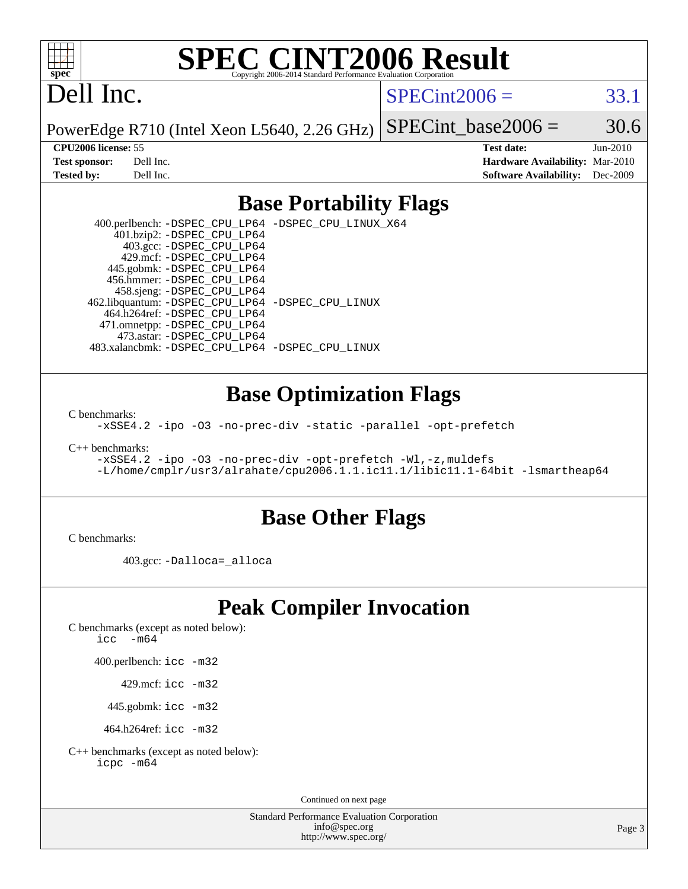# SPEC CINT2006 Result

Dell Inc.

PowerEdge R710 (Intel Xeon L5640, 2.26 GHz)

SPECint2006 = 33.1

SPECint_base2006 = 30.6

**CPU2006 license:** 55
**Test sponsor:** Dell Inc.
**Tested by:** Dell Inc.

**Test date:** Jun-2010
**Hardware Availability:** Mar-2010
**Software Availability:** Dec-2009

## Base Portability Flags

400.perlbench: `-DSPEC_CPU_LP64 -DSPEC_CPU_LINUX_X64`
401.bzip2: `-DSPEC_CPU_LP64`
403.gcc: `-DSPEC_CPU_LP64`
429.mcf: `-DSPEC_CPU_LP64`
445.gobmk: `-DSPEC_CPU_LP64`
456.hmmer: `-DSPEC_CPU_LP64`
458.sjeng: `-DSPEC_CPU_LP64`
462.libquantum: `-DSPEC_CPU_LP64 -DSPEC_CPU_LINUX`
464.h264ref: `-DSPEC_CPU_LP64`
471.omnetpp: `-DSPEC_CPU_LP64`
473.astar: `-DSPEC_CPU_LP64`
483.xalancbmk: `-DSPEC_CPU_LP64 -DSPEC_CPU_LINUX`

## Base Optimization Flags

C benchmarks:

`-xSSE4.2 -ipo -O3 -no-prec-div -static -parallel -opt-prefetch`

C++ benchmarks:

`-xSSE4.2 -ipo -O3 -no-prec-div -opt-prefetch -Wl,-z,muldefs`
`-L/home/cmplr/usr3/alrahate/cpu2006.1.1.ic11.1/libic11.1-64bit -lsmartheap64`

## Base Other Flags

C benchmarks:

403.gcc: `-Dalloca=_alloca`

## Peak Compiler Invocation

C benchmarks (except as noted below):
`icc -m64`

400.perlbench: `icc -m32`

429.mcf: `icc -m32`

445.gobmk: `icc -m32`

464.h264ref: `icc -m32`

C++ benchmarks (except as noted below):
`icpc -m64`

Continued on next page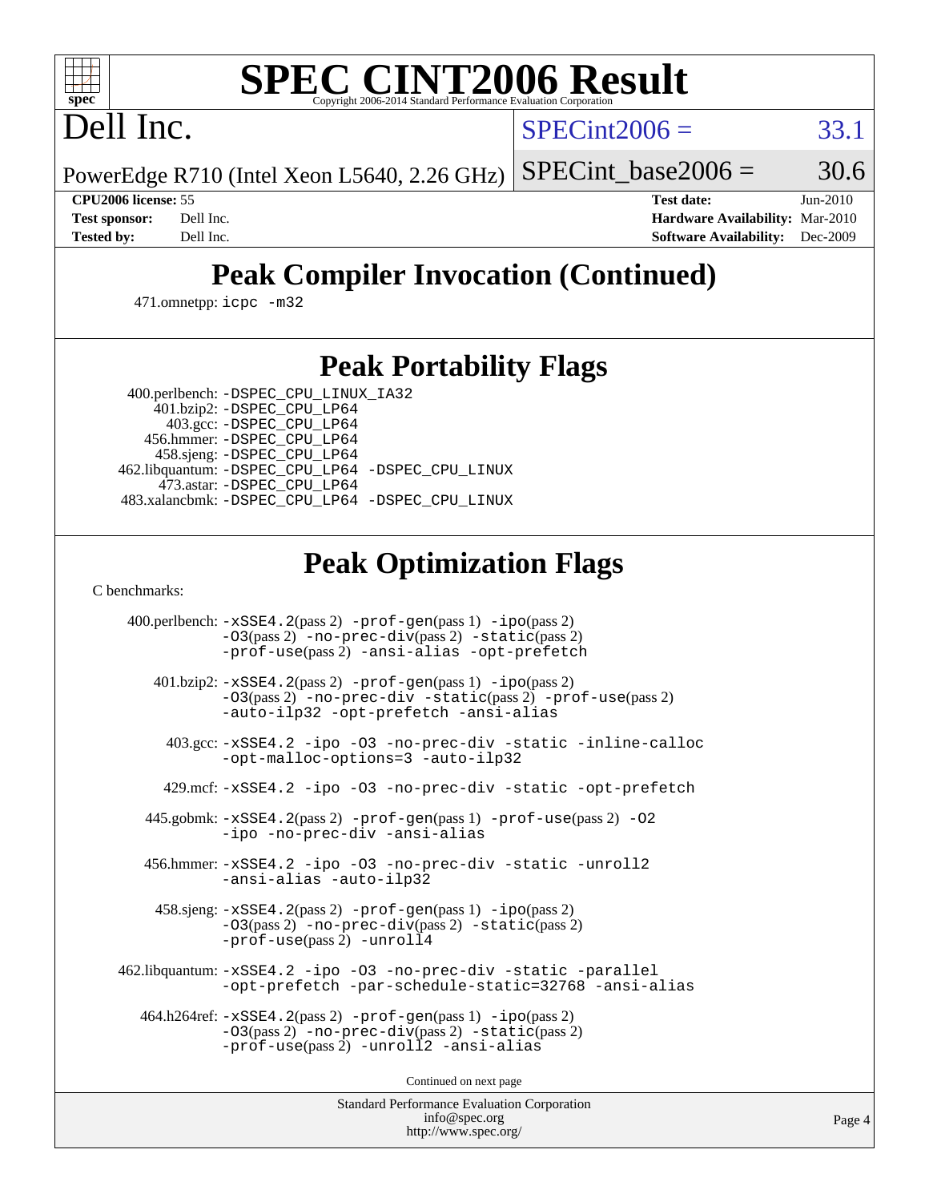# SPEC CINT2006 Result

Copyright 2006-2014 Standard Performance Evaluation Corporation

# Dell Inc.

PowerEdge R710 (Intel Xeon L5640, 2.26 GHz)

SPECint2006 = 33.1

SPECint_base2006 = 30.6

**CPU2006 license:** 55
**Test sponsor:** Dell Inc.
**Tested by:** Dell Inc.

**Test date:** Jun-2010
**Hardware Availability:** Mar-2010
**Software Availability:** Dec-2009

## Peak Compiler Invocation (Continued)

471.omnetpp: icpc -m32

## Peak Portability Flags

400.perlbench: -DSPEC_CPU_LINUX_IA32
401.bzip2: -DSPEC_CPU_LP64
403.gcc: -DSPEC_CPU_LP64
456.hmmer: -DSPEC_CPU_LP64
458.sjeng: -DSPEC_CPU_LP64
462.libquantum: -DSPEC_CPU_LP64 -DSPEC_CPU_LINUX
473.astar: -DSPEC_CPU_LP64
483.xalancbmk: -DSPEC_CPU_LP64 -DSPEC_CPU_LINUX

## Peak Optimization Flags

C benchmarks:

400.perlbench: -xSSE4.2(pass 2) -prof-gen(pass 1) -ipo(pass 2) -O3(pass 2) -no-prec-div(pass 2) -static(pass 2) -prof-use(pass 2) -ansi-alias -opt-prefetch

401.bzip2: -xSSE4.2(pass 2) -prof-gen(pass 1) -ipo(pass 2) -O3(pass 2) -no-prec-div -static(pass 2) -prof-use(pass 2) -auto-ilp32 -opt-prefetch -ansi-alias

403.gcc: -xSSE4.2 -ipo -O3 -no-prec-div -static -inline-calloc -opt-malloc-options=3 -auto-ilp32

429.mcf: -xSSE4.2 -ipo -O3 -no-prec-div -static -opt-prefetch

445.gobmk: -xSSE4.2(pass 2) -prof-gen(pass 1) -prof-use(pass 2) -O2 -ipo -no-prec-div -ansi-alias

456.hmmer: -xSSE4.2 -ipo -O3 -no-prec-div -static -unroll2 -ansi-alias -auto-ilp32

458.sjeng: -xSSE4.2(pass 2) -prof-gen(pass 1) -ipo(pass 2) -O3(pass 2) -no-prec-div(pass 2) -static(pass 2) -prof-use(pass 2) -unroll4

462.libquantum: -xSSE4.2 -ipo -O3 -no-prec-div -static -parallel -opt-prefetch -par-schedule-static=32768 -ansi-alias

464.h264ref: -xSSE4.2(pass 2) -prof-gen(pass 1) -ipo(pass 2) -O3(pass 2) -no-prec-div(pass 2) -static(pass 2) -prof-use(pass 2) -unroll2 -ansi-alias

Continued on next page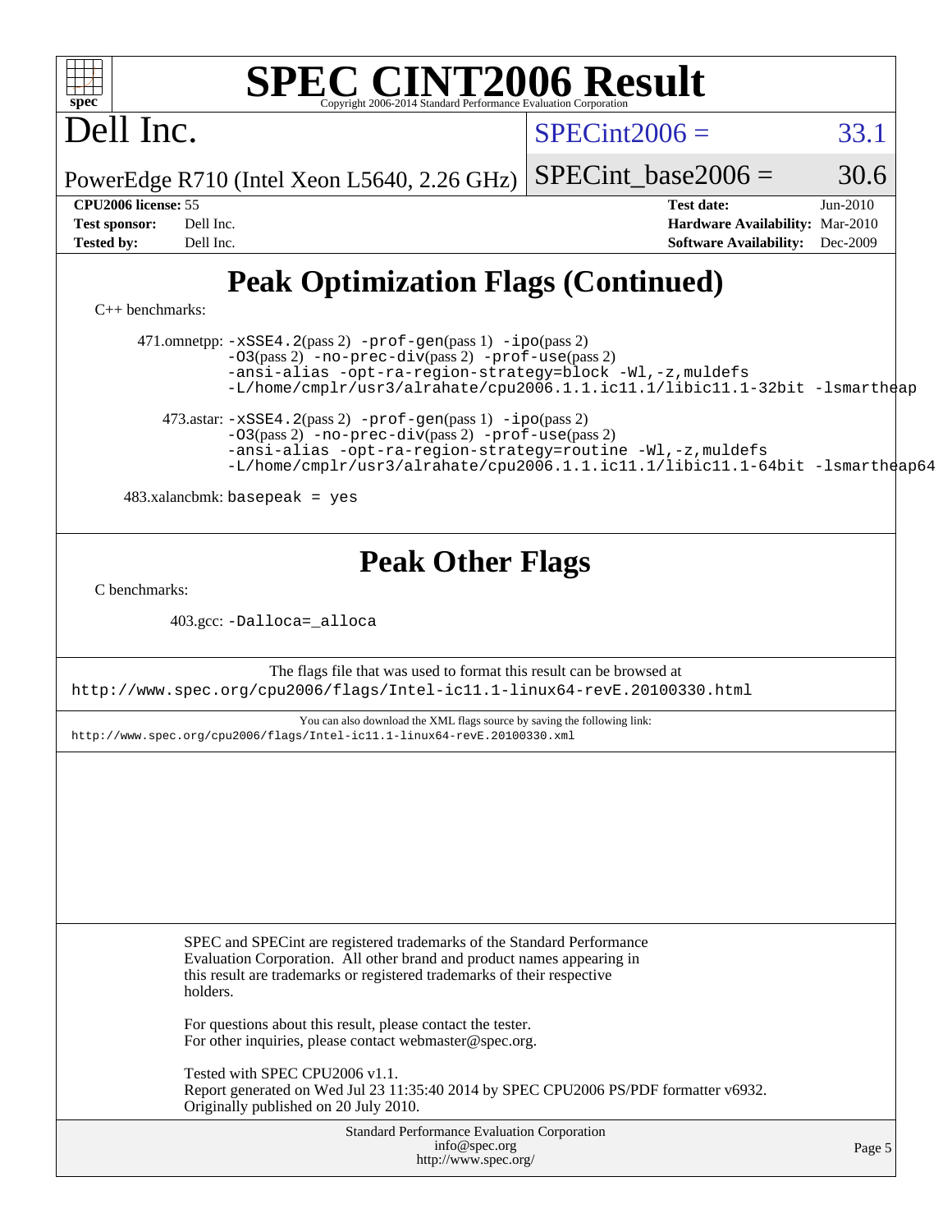# SPEC CINT2006 Result

Copyright 2006-2014 Standard Performance Evaluation Corporation

Dell Inc.

PowerEdge R710 (Intel Xeon L5640, 2.26 GHz)

SPECint2006 = 33.1

SPECint_base2006 = 30.6

**CPU2006 license:** 55
**Test sponsor:** Dell Inc.
**Tested by:** Dell Inc.

**Test date:** Jun-2010
**Hardware Availability:** Mar-2010
**Software Availability:** Dec-2009

## Peak Optimization Flags (Continued)

C++ benchmarks:

471.omnetpp: `-xSSE4.2`(pass 2) `-prof-gen`(pass 1) `-ipo`(pass 2) `-O3`(pass 2) `-no-prec-div`(pass 2) `-prof-use`(pass 2) `-ansi-alias -opt-ra-region-strategy=block -Wl,-z,muldefs -L/home/cmplr/usr3/alrahate/cpu2006.1.1.ic11.1/libic11.1-32bit -lsmartheap`

473.astar: `-xSSE4.2`(pass 2) `-prof-gen`(pass 1) `-ipo`(pass 2) `-O3`(pass 2) `-no-prec-div`(pass 2) `-prof-use`(pass 2) `-ansi-alias -opt-ra-region-strategy=routine -Wl,-z,muldefs -L/home/cmplr/usr3/alrahate/cpu2006.1.1.ic11.1/libic11.1-64bit -lsmartheap64`

483.xalancbmk: `basepeak = yes`

## Peak Other Flags

C benchmarks:

403.gcc: `-Dalloca=_alloca`

The flags file that was used to format this result can be browsed at
http://www.spec.org/cpu2006/flags/Intel-ic11.1-linux64-revE.20100330.html

You can also download the XML flags source by saving the following link:
http://www.spec.org/cpu2006/flags/Intel-ic11.1-linux64-revE.20100330.xml

SPEC and SPECint are registered trademarks of the Standard Performance Evaluation Corporation. All other brand and product names appearing in this result are trademarks or registered trademarks of their respective holders.

For questions about this result, please contact the tester.
For other inquiries, please contact webmaster@spec.org.

Tested with SPEC CPU2006 v1.1.
Report generated on Wed Jul 23 11:35:40 2014 by SPEC CPU2006 PS/PDF formatter v6932.
Originally published on 20 July 2010.

Standard Performance Evaluation Corporation
info@spec.org
http://www.spec.org/